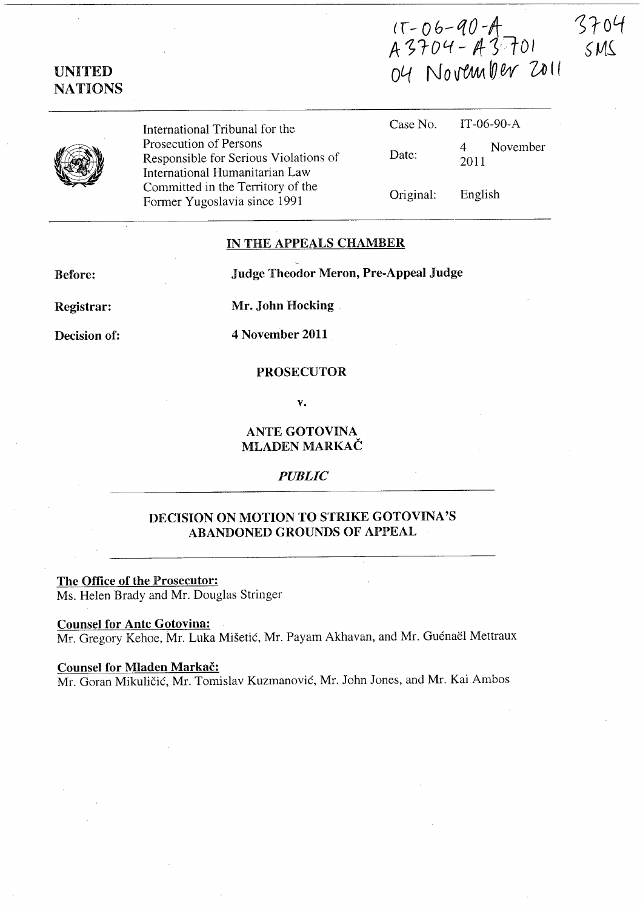IT-06-90-A
A3704 - A3701
04 November 2011

3704
SMS

**UNITED NATIONS**

| International Tribunal for the Prosecution of Persons Responsible for Serious Violations of International Humanitarian Law Committed in the Territory of the Former Yugoslavia since 1991 | Case No. | IT-06-90-A |
|---|---|---|
| | Date: | 4 November 2011 |
| | Original: | English |

## IN THE APPEALS CHAMBER

**Before:** **Judge Theodor Meron, Pre-Appeal Judge**

**Registrar:** **Mr. John Hocking**

**Decision of:** **4 November 2011**

**PROSECUTOR**

**v.**

**ANTE GOTOVINA**
**MLADEN MARKAČ**

***PUBLIC***

## DECISION ON MOTION TO STRIKE GOTOVINA'S ABANDONED GROUNDS OF APPEAL

**The Office of the Prosecutor:**
Ms. Helen Brady and Mr. Douglas Stringer

**Counsel for Ante Gotovina:**
Mr. Gregory Kehoe, Mr. Luka Mišetić, Mr. Payam Akhavan, and Mr. Guénaël Mettraux

**Counsel for Mladen Markač:**
Mr. Goran Mikuličić, Mr. Tomislav Kuzmanović, Mr. John Jones, and Mr. Kai Ambos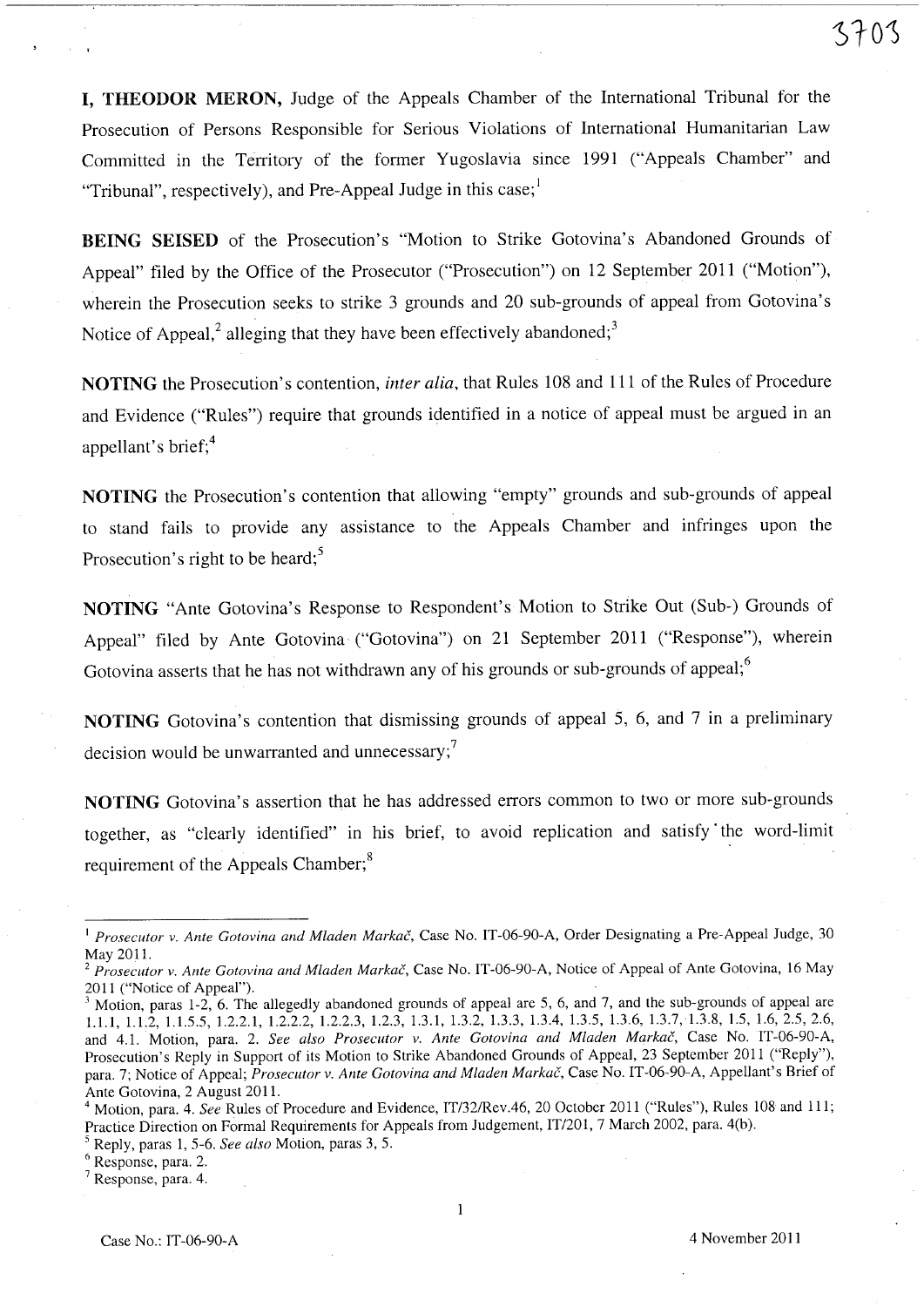**I, THEODOR MERON,** Judge of the Appeals Chamber of the International Tribunal for the Prosecution of Persons Responsible for Serious Violations of International Humanitarian Law Committed in the Territory of the former Yugoslavia since 1991 ("Appeals Chamber" and "Tribunal", respectively), and Pre-Appeal Judge in this case;[1]

**BEING SEISED** of the Prosecution's "Motion to Strike Gotovina's Abandoned Grounds of Appeal" filed by the Office of the Prosecutor ("Prosecution") on 12 September 2011 ("Motion"), wherein the Prosecution seeks to strike 3 grounds and 20 sub-grounds of appeal from Gotovina's Notice of Appeal,[2] alleging that they have been effectively abandoned;[3]

**NOTING** the Prosecution's contention, *inter alia*, that Rules 108 and 111 of the Rules of Procedure and Evidence ("Rules") require that grounds identified in a notice of appeal must be argued in an appellant's brief;[4]

**NOTING** the Prosecution's contention that allowing "empty" grounds and sub-grounds of appeal to stand fails to provide any assistance to the Appeals Chamber and infringes upon the Prosecution's right to be heard;[5]

**NOTING** "Ante Gotovina's Response to Respondent's Motion to Strike Out (Sub-) Grounds of Appeal" filed by Ante Gotovina ("Gotovina") on 21 September 2011 ("Response"), wherein Gotovina asserts that he has not withdrawn any of his grounds or sub-grounds of appeal;[6]

**NOTING** Gotovina's contention that dismissing grounds of appeal 5, 6, and 7 in a preliminary decision would be unwarranted and unnecessary;[7]

**NOTING** Gotovina's assertion that he has addressed errors common to two or more sub-grounds together, as "clearly identified" in his brief, to avoid replication and satisfy the word-limit requirement of the Appeals Chamber;[8]

---

[1] *Prosecutor v. Ante Gotovina and Mladen Markač*, Case No. IT-06-90-A, Order Designating a Pre-Appeal Judge, 30 May 2011.

[2] *Prosecutor v. Ante Gotovina and Mladen Markač*, Case No. IT-06-90-A, Notice of Appeal of Ante Gotovina, 16 May 2011 ("Notice of Appeal").

[3] Motion, paras 1-2, 6. The allegedly abandoned grounds of appeal are 5, 6, and 7, and the sub-grounds of appeal are 1.1.1, 1.1.2, 1.1.5.5, 1.2.2.1, 1.2.2.2, 1.2.2.3, 1.2.3, 1.3.1, 1.3.2, 1.3.3, 1.3.4, 1.3.5, 1.3.6, 1.3.7, 1.3.8, 1.5, 1.6, 2.5, 2.6, and 4.1. Motion, para. 2. *See also Prosecutor v. Ante Gotovina and Mladen Markač*, Case No. IT-06-90-A, Prosecution's Reply in Support of its Motion to Strike Abandoned Grounds of Appeal, 23 September 2011 ("Reply"), para. 7; Notice of Appeal; *Prosecutor v. Ante Gotovina and Mladen Markač*, Case No. IT-06-90-A, Appellant's Brief of Ante Gotovina, 2 August 2011.

[4] Motion, para. 4. *See* Rules of Procedure and Evidence, IT/32/Rev.46, 20 October 2011 ("Rules"), Rules 108 and 111; Practice Direction on Formal Requirements for Appeals from Judgement, IT/201, 7 March 2002, para. 4(b).

[5] Reply, paras 1, 5-6. *See also* Motion, paras 3, 5.

[6] Response, para. 2.

[7] Response, para. 4.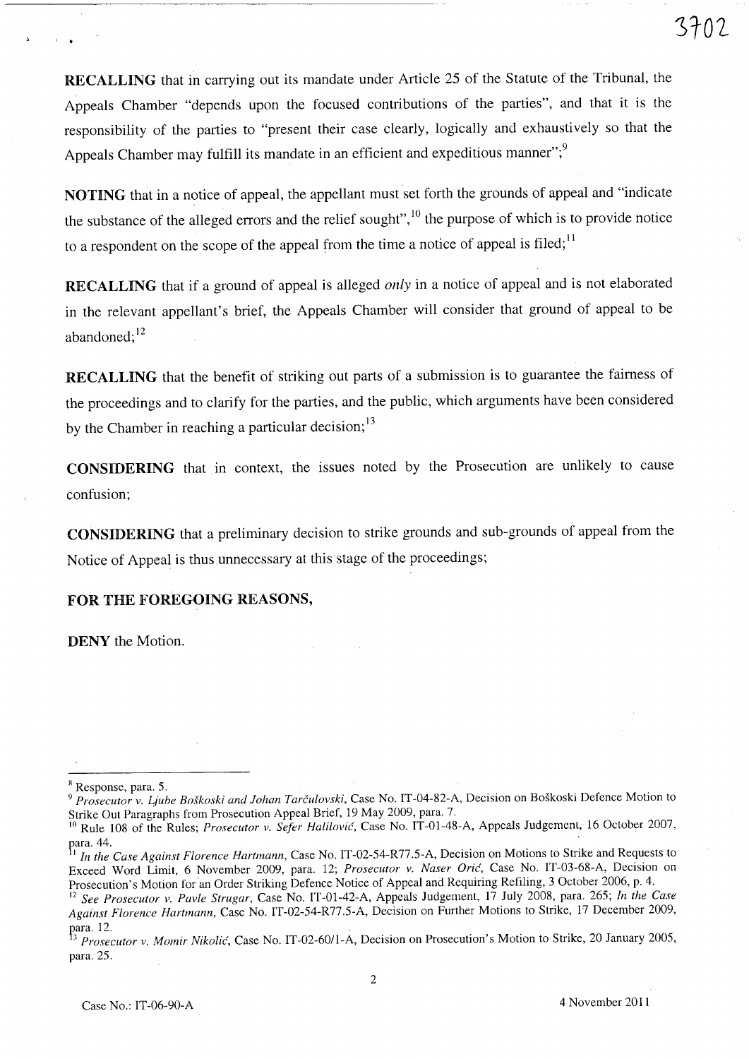**RECALLING** that in carrying out its mandate under Article 25 of the Statute of the Tribunal, the Appeals Chamber "depends upon the focused contributions of the parties", and that it is the responsibility of the parties to "present their case clearly, logically and exhaustively so that the Appeals Chamber may fulfill its mandate in an efficient and expeditious manner";[9]

**NOTING** that in a notice of appeal, the appellant must set forth the grounds of appeal and "indicate the substance of the alleged errors and the relief sought",[10] the purpose of which is to provide notice to a respondent on the scope of the appeal from the time a notice of appeal is filed;[11]

**RECALLING** that if a ground of appeal is alleged *only* in a notice of appeal and is not elaborated in the relevant appellant's brief, the Appeals Chamber will consider that ground of appeal to be abandoned;[12]

**RECALLING** that the benefit of striking out parts of a submission is to guarantee the fairness of the proceedings and to clarify for the parties, and the public, which arguments have been considered by the Chamber in reaching a particular decision;[13]

**CONSIDERING** that in context, the issues noted by the Prosecution are unlikely to cause confusion;

**CONSIDERING** that a preliminary decision to strike grounds and sub-grounds of appeal from the Notice of Appeal is thus unnecessary at this stage of the proceedings;

**FOR THE FOREGOING REASONS,**

**DENY** the Motion.

---

[8] Response, para. 5.

[9] *Prosecutor v. Ljube Boškoski and Johan Tarčulovski*, Case No. IT-04-82-A, Decision on Boškoski Defence Motion to Strike Out Paragraphs from Prosecution Appeal Brief, 19 May 2009, para. 7.

[10] Rule 108 of the Rules; *Prosecutor v. Sefer Halilović*, Case No. IT-01-48-A, Appeals Judgement, 16 October 2007, para. 44.

[11] *In the Case Against Florence Hartmann*, Case No. IT-02-54-R77.5-A, Decision on Motions to Strike and Requests to Exceed Word Limit, 6 November 2009, para. 12; *Prosecutor v. Naser Orić*, Case No. IT-03-68-A, Decision on Prosecution's Motion for an Order Striking Defence Notice of Appeal and Requiring Refiling, 3 October 2006, p. 4.

[12] *See Prosecutor v. Pavle Strugar*, Case No. IT-01-42-A, Appeals Judgement, 17 July 2008, para. 265; *In the Case Against Florence Hartmann*, Case No. IT-02-54-R77.5-A, Decision on Further Motions to Strike, 17 December 2009, para. 12.

[13] *Prosecutor v. Momir Nikolić*, Case No. IT-02-60/1-A, Decision on Prosecution's Motion to Strike, 20 January 2005, para. 25.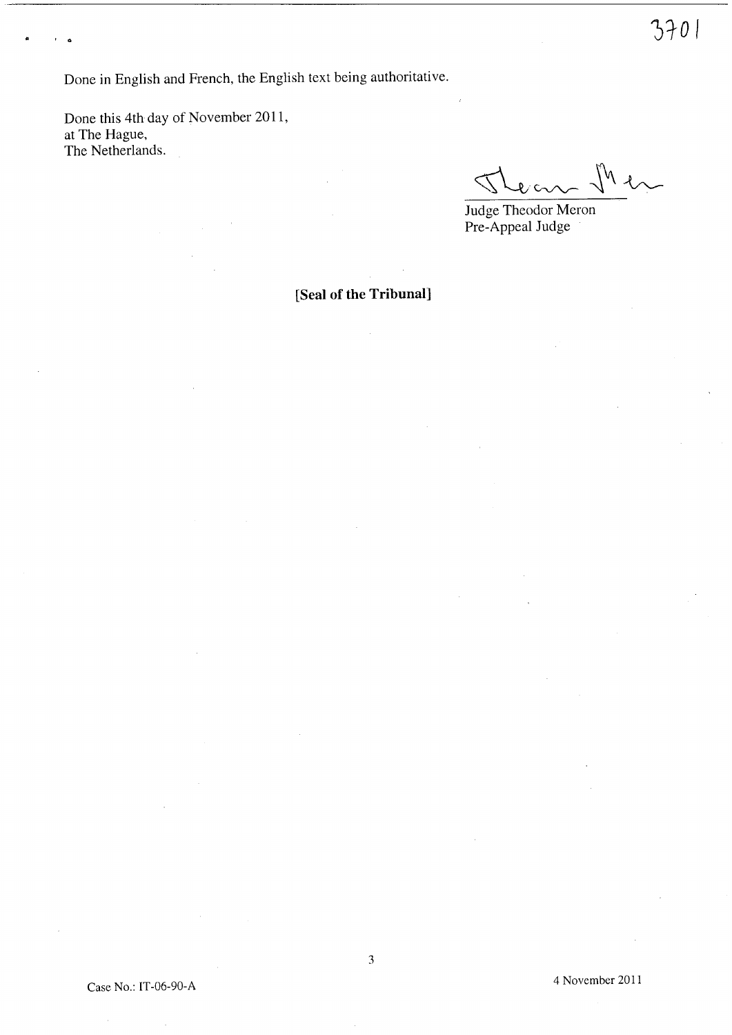Done in English and French, the English text being authoritative.

Done this 4th day of November 2011,
at The Hague,
The Netherlands.

Judge Theodor Meron
Pre-Appeal Judge

**[Seal of the Tribunal]**